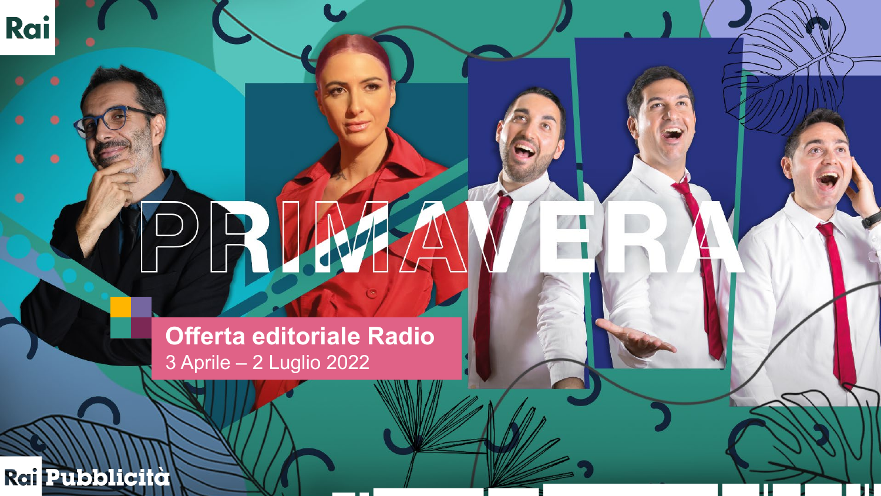Rai

# PRIMAVERA

**Offerta editoriale Radio**

3 Aprile – 2 Luglio 2022

Rai Pubblicità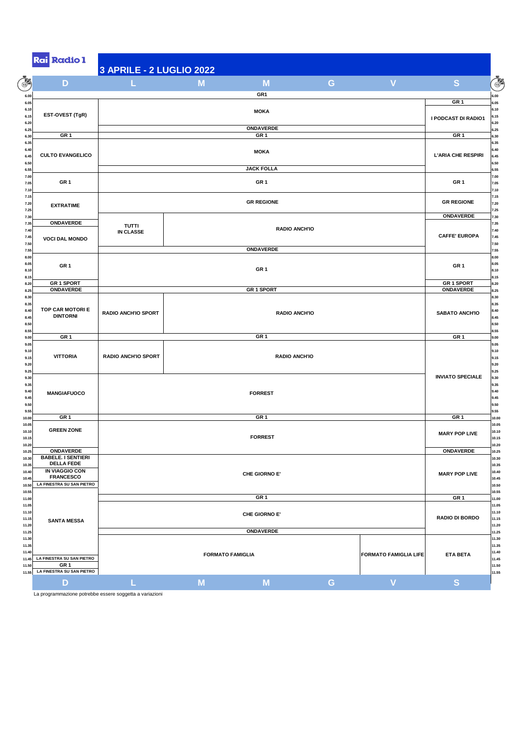# Rai Radio 1

## 3 APRILE - 2 LUGLIO 2022

| Ora | D | L | M | M | G | V | S |
|---|---|---|---|---|---|---|---|
| 6.00 | GR1 | GR1 | GR1 | GR1 | GR1 | GR1 | GR1 |
| 6.05 | EST-OVEST (TgR) | MOKA | MOKA | MOKA | MOKA | MOKA | GR 1 |
| 6.10 | | | | | | | I PODCAST DI RADIO1 |
| 6.25 | | ONDAVERDE | ONDAVERDE | ONDAVERDE | ONDAVERDE | ONDAVERDE | |
| 6.30 | GR 1 | GR 1 | GR 1 | GR 1 | GR 1 | GR 1 | GR 1 |
| 6.35 | CULTO EVANGELICO | MOKA | MOKA | MOKA | MOKA | MOKA | L'ARIA CHE RESPIRI |
| 6.55 | | JACK FOLLA | JACK FOLLA | JACK FOLLA | JACK FOLLA | JACK FOLLA | |
| 7.00 | GR 1 | GR 1 | GR 1 | GR 1 | GR 1 | GR 1 | GR 1 |
| 7.15 | EXTRATIME | GR REGIONE | GR REGIONE | GR REGIONE | GR REGIONE | GR REGIONE | GR REGIONE |
| 7.30 | ONDAVERDE | TUTTI IN CLASSE | RADIO ANCH'IO | RADIO ANCH'IO | RADIO ANCH'IO | RADIO ANCH'IO | ONDAVERDE |
| 7.35 | VOCI DAL MONDO | | | | | | CAFFE' EUROPA |
| 7.55 | | ONDAVERDE | ONDAVERDE | ONDAVERDE | ONDAVERDE | ONDAVERDE | |
| 8.00 | GR 1 | GR 1 | GR 1 | GR 1 | GR 1 | GR 1 | GR 1 |
| 8.20 | GR 1 SPORT | | | | | | GR 1 SPORT |
| 8.25 | ONDAVERDE | GR 1 SPORT | GR 1 SPORT | GR 1 SPORT | GR 1 SPORT | GR 1 SPORT | ONDAVERDE |
| 8.30 | TOP CAR MOTORI E DINTORNI | RADIO ANCH'IO SPORT | RADIO ANCH'IO | RADIO ANCH'IO | RADIO ANCH'IO | RADIO ANCH'IO | SABATO ANCH'IO |
| 9.00 | GR 1 | GR 1 | GR 1 | GR 1 | GR 1 | GR 1 | GR 1 |
| 9.05 | VITTORIA | RADIO ANCH'IO SPORT | RADIO ANCH'IO | RADIO ANCH'IO | RADIO ANCH'IO | RADIO ANCH'IO | INVIATO SPECIALE |
| 9.30 | MANGIAFUOCO | FORREST | FORREST | FORREST | FORREST | FORREST | |
| 10.00 | GR 1 | GR 1 | GR 1 | GR 1 | GR 1 | GR 1 | GR 1 |
| 10.05 | GREEN ZONE | FORREST | FORREST | FORREST | FORREST | FORREST | MARY POP LIVE |
| 10.25 | ONDAVERDE | CHE GIORNO E' | CHE GIORNO E' | CHE GIORNO E' | CHE GIORNO E' | CHE GIORNO E' | ONDAVERDE |
| 10.30 | BABELE. I SENTIERI DELLA FEDE | | | | | | MARY POP LIVE |
| 10.40 | IN VIAGGIO CON FRANCESCO | | | | | | |
| 10.50 | LA FINESTRA SU SAN PIETRO | | | | | | |
| 10.55 | SANTA MESSA | | | | | | |
| 11.00 | | GR 1 | GR 1 | GR 1 | GR 1 | GR 1 | GR 1 |
| 11.05 | | CHE GIORNO E' | CHE GIORNO E' | CHE GIORNO E' | CHE GIORNO E' | CHE GIORNO E' | RADIO DI BORDO |
| 11.25 | | ONDAVERDE | ONDAVERDE | ONDAVERDE | ONDAVERDE | ONDAVERDE | |
| 11.30 | | FORMATO FAMIGLIA | FORMATO FAMIGLIA | FORMATO FAMIGLIA | FORMATO FAMIGLIA | FORMATO FAMIGLIA LIFE | ETA BETA |
| 11.45 | LA FINESTRA SU SAN PIETRO | | | | | | |
| 11.50 | GR 1 | | | | | | |
| 11.55 | LA FINESTRA SU SAN PIETRO | | | | | | |

La programmazione potrebbe essere soggetta a variazioni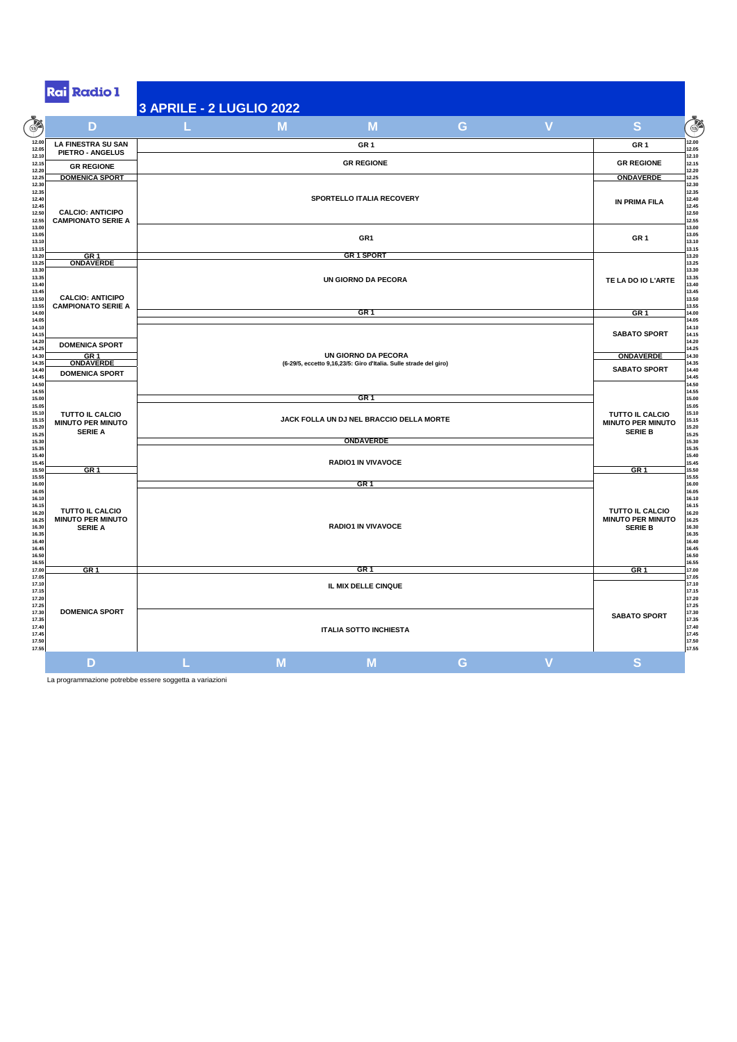**Rai Radio 1**

## 3 APRILE - 2 LUGLIO 2022

| Ora | D | L - M - M - G - V | S |
|---|---|---|---|
| 12.00 | LA FINESTRA SU SAN PIETRO - ANGELUS | GR 1 | GR 1 |
| 12.15 | GR REGIONE | GR REGIONE | GR REGIONE |
| 12.25 | DOMENICA SPORT | SPORTELLO ITALIA RECOVERY | ONDAVERDE |
| 12.30 | CALCIO: ANTICIPO CAMPIONATO SERIE A | | IN PRIMA FILA |
| 13.00 | | GR1 | GR 1 |
| 13.20 | GR 1 | GR 1 SPORT | |
| 13.25 | ONDAVERDE | UN GIORNO DA PECORA | TE LA DO IO L'ARTE |
| 13.30 | CALCIO: ANTICIPO CAMPIONATO SERIE A | | |
| 14.00 | | GR 1 | GR 1 |
| 14.10 | | UN GIORNO DA PECORA (6-29/5, eccetto 9,16,23/5: Giro d'Italia. Sulle strade del giro) | SABATO SPORT |
| 14.20 | DOMENICA SPORT | | |
| 14.30 | GR 1 | | ONDAVERDE |
| 14.35 | ONDAVERDE | | SABATO SPORT |
| 14.40 | DOMENICA SPORT | | |
| 15.00 | TUTTO IL CALCIO MINUTO PER MINUTO SERIE A | GR 1 | TUTTO IL CALCIO MINUTO PER MINUTO SERIE B |
| 15.05 | | JACK FOLLA UN DJ NEL BRACCIO DELLA MORTE | |
| 15.30 | | ONDAVERDE | |
| 15.35 | | RADIO1 IN VIVAVOCE | |
| 15.50 | GR 1 | | GR 1 |
| 16.00 | TUTTO IL CALCIO MINUTO PER MINUTO SERIE A | GR 1 | TUTTO IL CALCIO MINUTO PER MINUTO SERIE B |
| 16.05 | | RADIO1 IN VIVAVOCE | |
| 17.00 | GR 1 | GR 1 | GR 1 |
| 17.05 | DOMENICA SPORT | IL MIX DELLE CINQUE | SABATO SPORT |
| 17.30 | | ITALIA SOTTO INCHIESTA | |

La programmazione potrebbe essere soggetta a variazioni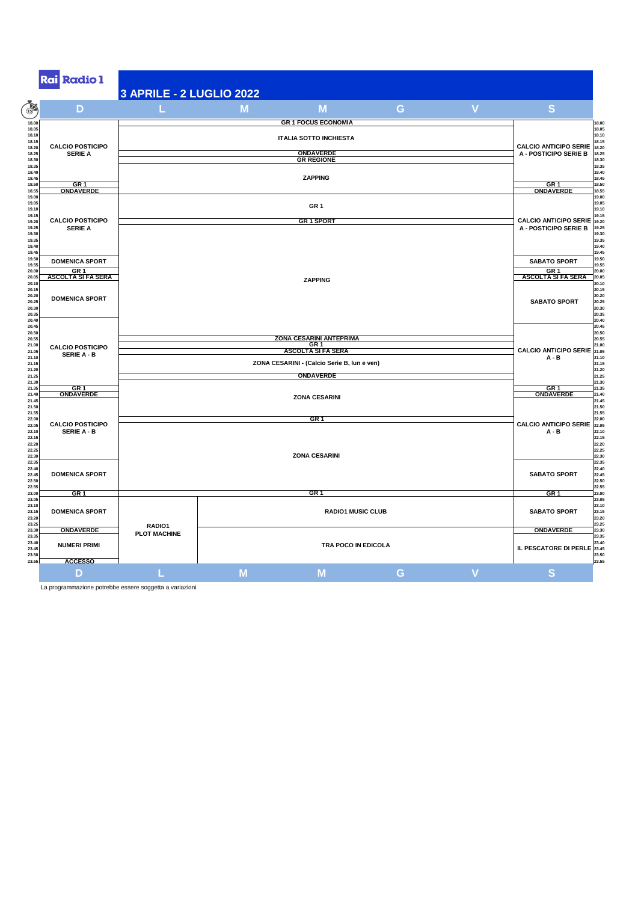Rai Radio 1

## 3 APRILE - 2 LUGLIO 2022

| Ora | D | L | M | M | G | V | S |
|---|---|---|---|---|---|---|---|
| 18.00 | CALCIO POSTICIPO SERIE A | GR 1 FOCUS ECONOMIA | | | | | CALCIO ANTICIPO SERIE A - POSTICIPO SERIE B |
| 18.05 | | ITALIA SOTTO INCHIESTA | | | | | |
| 18.25 | | ONDAVERDE | | | | | |
| 18.30 | | GR REGIONE | | | | | |
| 18.35 | | ZAPPING | | | | | |
| 18.50 | GR 1 | | | | | | GR 1 |
| 18.55 | ONDAVERDE | | | | | | ONDAVERDE |
| 19.00 | CALCIO POSTICIPO SERIE A | GR 1 | | | | | CALCIO ANTICIPO SERIE A - POSTICIPO SERIE B |
| 19.20 | | GR 1 SPORT | | | | | |
| 19.25 | | ZAPPING | | | | | |
| 19.50 | DOMENICA SPORT | | | | | | SABATO SPORT |
| 20.00 | GR 1 | | | | | | GR 1 |
| 20.05 | ASCOLTA SI FA SERA | | | | | | ASCOLTA SI FA SERA |
| 20.10 | DOMENICA SPORT | | | | | | SABATO SPORT |
| 20.40 | CALCIO POSTICIPO SERIE A - B | | | | | | |
| 20.45 | | | | | | | CALCIO ANTICIPO SERIE A - B |
| 20.55 | | ZONA CESARINI ANTEPRIMA | | | | | |
| 21.00 | | GR 1 | | | | | |
| 21.05 | | ASCOLTA SI FA SERA | | | | | |
| 21.10 | | ZONA CESARINI - (Calcio Serie B, lun e ven) | | | | | |
| 21.25 | | ONDAVERDE | | | | | |
| 21.35 | GR 1 | ZONA CESARINI | | | | | GR 1 |
| 21.40 | ONDAVERDE | | | | | | ONDAVERDE |
| 21.45 | CALCIO POSTICIPO SERIE A - B | | | | | | CALCIO ANTICIPO SERIE A - B |
| 22.00 | | GR 1 | | | | | |
| 22.05 | | ZONA CESARINI | | | | | |
| 22.35 | DOMENICA SPORT | | | | | | SABATO SPORT |
| 23.00 | GR 1 | GR 1 | | | | | GR 1 |
| 23.05 | DOMENICA SPORT | RADIO1 PLOT MACHINE | RADIO1 MUSIC CLUB | | | | SABATO SPORT |
| 23.30 | ONDAVERDE | | TRA POCO IN EDICOLA | | | | ONDAVERDE |
| 23.35 | NUMERI PRIMI | | | | | | IL PESCATORE DI PERLE |
| 23.55 | ACCESSO | | | | | | |

La programmazione potrebbe essere soggetta a variazioni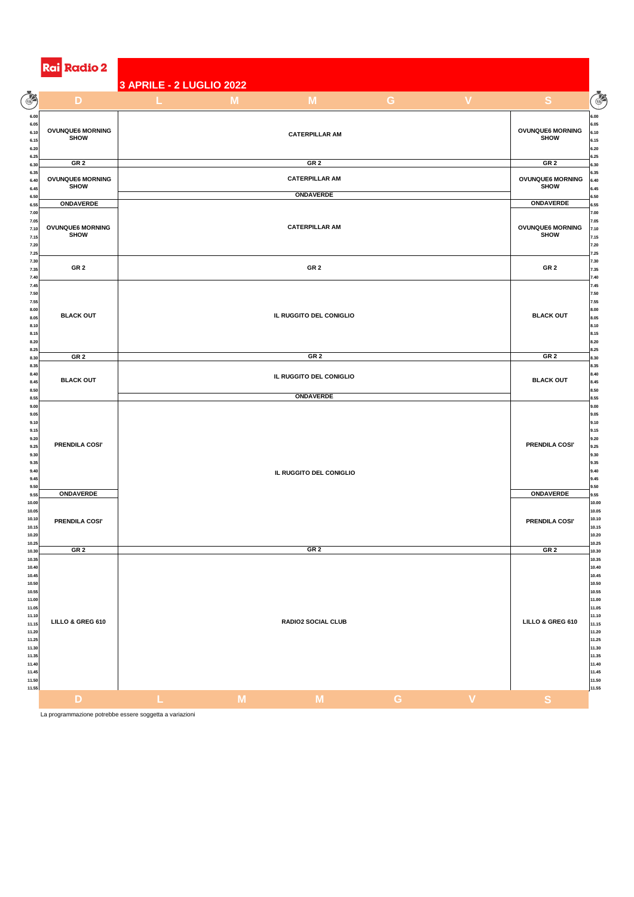Rai Radio 2

## 3 APRILE - 2 LUGLIO 2022

| Ora | D | L - M - M - G - V | S |
|---|---|---|---|
| 6.00 - 6.30 | OVUNQUE6 MORNING SHOW | CATERPILLAR AM | OVUNQUE6 MORNING SHOW |
| 6.30 | GR 2 | GR 2 | GR 2 |
| 6.35 - 6.50 | OVUNQUE6 MORNING SHOW | CATERPILLAR AM | OVUNQUE6 MORNING SHOW |
| 6.50 | | ONDAVERDE | |
| 6.55 | ONDAVERDE | | ONDAVERDE |
| 7.00 - 7.30 | OVUNQUE6 MORNING SHOW | CATERPILLAR AM | OVUNQUE6 MORNING SHOW |
| 7.30 - 7.45 | GR 2 | GR 2 | GR 2 |
| 7.45 - 8.30 | BLACK OUT | IL RUGGITO DEL CONIGLIO | BLACK OUT |
| 8.30 | GR 2 | GR 2 | GR 2 |
| 8.35 - 8.55 | BLACK OUT | IL RUGGITO DEL CONIGLIO | BLACK OUT |
| 8.55 | | ONDAVERDE | |
| 9.00 - 9.55 | PRENDILA COSI' | IL RUGGITO DEL CONIGLIO | PRENDILA COSI' |
| 9.55 | ONDAVERDE | | ONDAVERDE |
| 10.00 - 10.30 | PRENDILA COSI' | | PRENDILA COSI' |
| 10.30 | GR 2 | GR 2 | GR 2 |
| 10.35 - 11.55 | LILLO & GREG 610 | RADIO2 SOCIAL CLUB | LILLO & GREG 610 |

La programmazione potrebbe essere soggetta a variazioni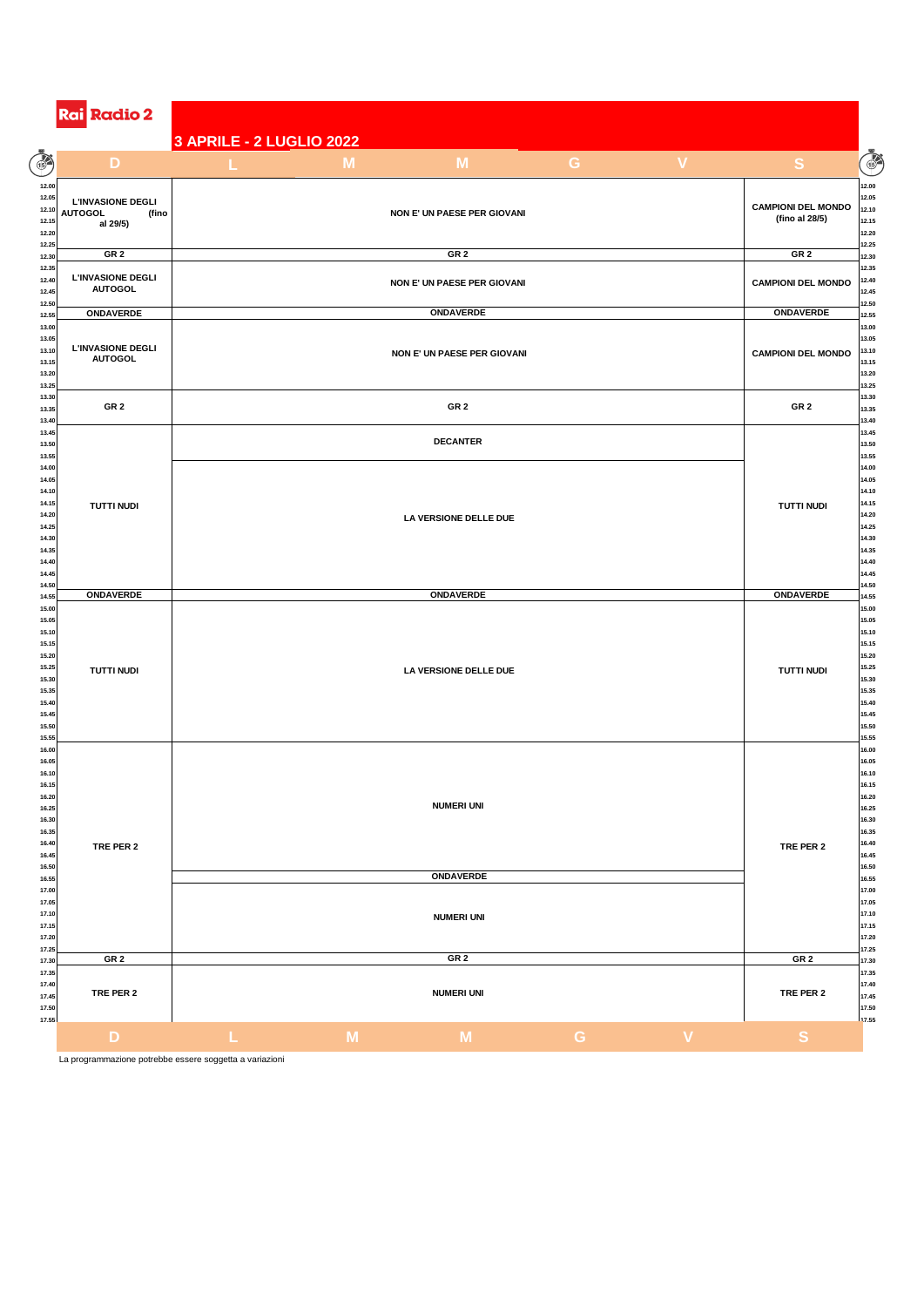Rai Radio 2

## 3 APRILE - 2 LUGLIO 2022

| Ora | D | L | M | M | G | V | S |
|---|---|---|---|---|---|---|---|
| 12.00 - 12.30 | L'INVASIONE DEGLI AUTOGOL (fino al 29/5) | NON E' UN PAESE PER GIOVANI | | | | | CAMPIONI DEL MONDO (fino al 28/5) |
| 12.30 | GR 2 | GR 2 | | | | | GR 2 |
| 12.35 - 12.55 | L'INVASIONE DEGLI AUTOGOL | NON E' UN PAESE PER GIOVANI | | | | | CAMPIONI DEL MONDO |
| 12.55 | ONDAVERDE | ONDAVERDE | | | | | ONDAVERDE |
| 13.00 - 13.30 | L'INVASIONE DEGLI AUTOGOL | NON E' UN PAESE PER GIOVANI | | | | | CAMPIONI DEL MONDO |
| 13.30 - 13.45 | GR 2 | GR 2 | | | | | GR 2 |
| 13.45 - 14.00 | TUTTI NUDI | DECANTER | | | | | TUTTI NUDI |
| 14.00 - 14.55 | TUTTI NUDI | LA VERSIONE DELLE DUE | | | | | TUTTI NUDI |
| 14.55 | ONDAVERDE | ONDAVERDE | | | | | ONDAVERDE |
| 15.00 - 16.00 | TUTTI NUDI | LA VERSIONE DELLE DUE | | | | | TUTTI NUDI |
| 16.00 - 16.55 | TRE PER 2 | NUMERI UNI | | | | | TRE PER 2 |
| 16.55 | TRE PER 2 | ONDAVERDE | | | | | TRE PER 2 |
| 17.00 - 17.30 | TRE PER 2 | NUMERI UNI | | | | | TRE PER 2 |
| 17.30 | GR 2 | GR 2 | | | | | GR 2 |
| 17.35 - 17.55 | TRE PER 2 | NUMERI UNI | | | | | TRE PER 2 |

La programmazione potrebbe essere soggetta a variazioni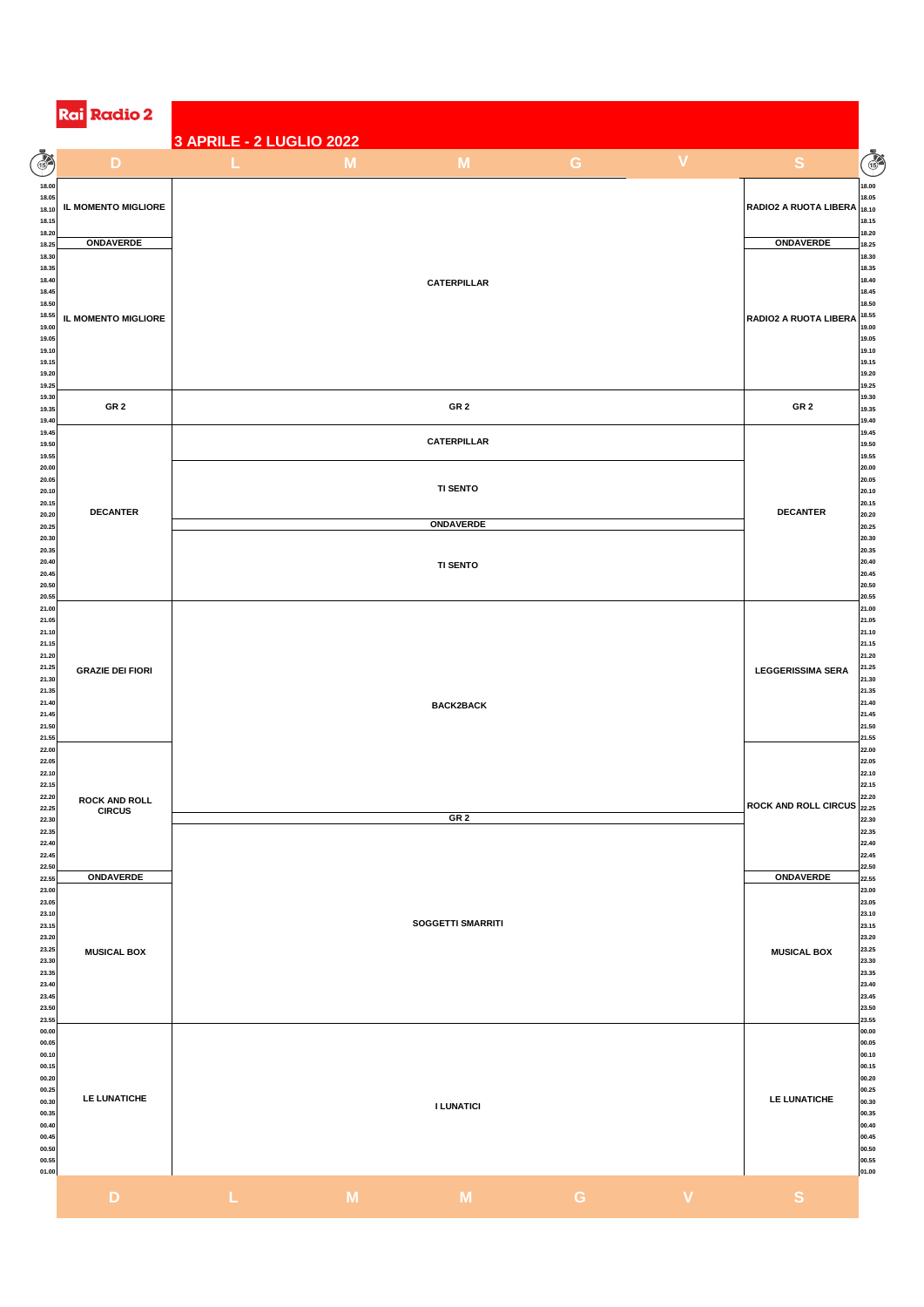# Rai Radio 2

## 3 APRILE - 2 LUGLIO 2022

| Orario | D | L - M - M - G - V | S |
|---|---|---|---|
| 18.00 - 18.20 | IL MOMENTO MIGLIORE | CATERPILLAR | RADIO2 A RUOTA LIBERA |
| 18.25 | ONDAVERDE | CATERPILLAR | ONDAVERDE |
| 18.30 - 19.25 | IL MOMENTO MIGLIORE | CATERPILLAR | RADIO2 A RUOTA LIBERA |
| 19.30 - 19.40 | GR 2 | GR 2 | GR 2 |
| 19.45 - 19.55 | DECANTER | CATERPILLAR | DECANTER |
| 20.00 - 20.20 | DECANTER | TI SENTO | DECANTER |
| 20.25 | DECANTER | ONDAVERDE | DECANTER |
| 20.30 - 20.55 | DECANTER | TI SENTO | DECANTER |
| 21.00 - 21.55 | GRAZIE DEI FIORI | BACK2BACK | LEGGERISSIMA SERA |
| 22.00 - 22.25 | ROCK AND ROLL CIRCUS | BACK2BACK | ROCK AND ROLL CIRCUS |
| 22.30 | ROCK AND ROLL CIRCUS | GR 2 | ROCK AND ROLL CIRCUS |
| 22.35 - 22.50 | ROCK AND ROLL CIRCUS | SOGGETTI SMARRITI | ROCK AND ROLL CIRCUS |
| 22.55 | ONDAVERDE | SOGGETTI SMARRITI | ONDAVERDE |
| 23.00 - 23.55 | MUSICAL BOX | SOGGETTI SMARRITI | MUSICAL BOX |
| 00.00 - 01.00 | LE LUNATICHE | I LUNATICI | LE LUNATICHE |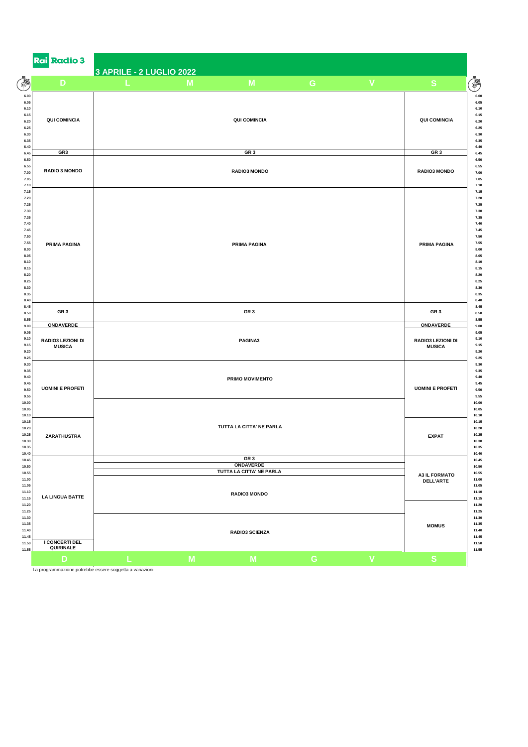Rai Radio 3

## 3 APRILE - 2 LUGLIO 2022

| Ora | D | L - M - M - G - V | S |
|---|---|---|---|
| 6.00 - 6.40 | QUI COMINCIA | QUI COMINCIA | QUI COMINCIA |
| 6.45 | GR3 | GR 3 | GR 3 |
| 6.50 - 7.10 | RADIO 3 MONDO | RADIO3 MONDO | RADIO3 MONDO |
| 7.15 - 8.40 | PRIMA PAGINA | PRIMA PAGINA | PRIMA PAGINA |
| 8.45 - 8.55 | GR 3 | GR 3 | GR 3 |
| 9.00 | ONDAVERDE | PAGINA3 | ONDAVERDE |
| 9.05 - 9.25 | RADIO3 LEZIONI DI MUSICA | PAGINA3 | RADIO3 LEZIONI DI MUSICA |
| 9.30 - 9.55 | UOMINI E PROFETI | PRIMO MOVIMENTO | UOMINI E PROFETI |
| 10.00 - 10.10 | UOMINI E PROFETI | TUTTA LA CITTA' NE PARLA | UOMINI E PROFETI |
| 10.15 - 10.40 | ZARATHUSTRA | TUTTA LA CITTA' NE PARLA | EXPAT |
| 10.45 | LA LINGUA BATTE | GR 3 | A3 IL FORMATO DELL'ARTE |
| 10.50 | LA LINGUA BATTE | ONDAVERDE | A3 IL FORMATO DELL'ARTE |
| 10.55 | LA LINGUA BATTE | TUTTA LA CITTA' NE PARLA | A3 IL FORMATO DELL'ARTE |
| 11.00 - 11.15 | LA LINGUA BATTE | RADIO3 MONDO | A3 IL FORMATO DELL'ARTE |
| 11.20 - 11.25 | LA LINGUA BATTE | RADIO3 MONDO | MOMUS |
| 11.30 - 11.45 | LA LINGUA BATTE | RADIO3 SCIENZA | MOMUS |
| 11.50 - 11.55 | I CONCERTI DEL QUIRINALE | RADIO3 SCIENZA | MOMUS |

La programmazione potrebbe essere soggetta a variazioni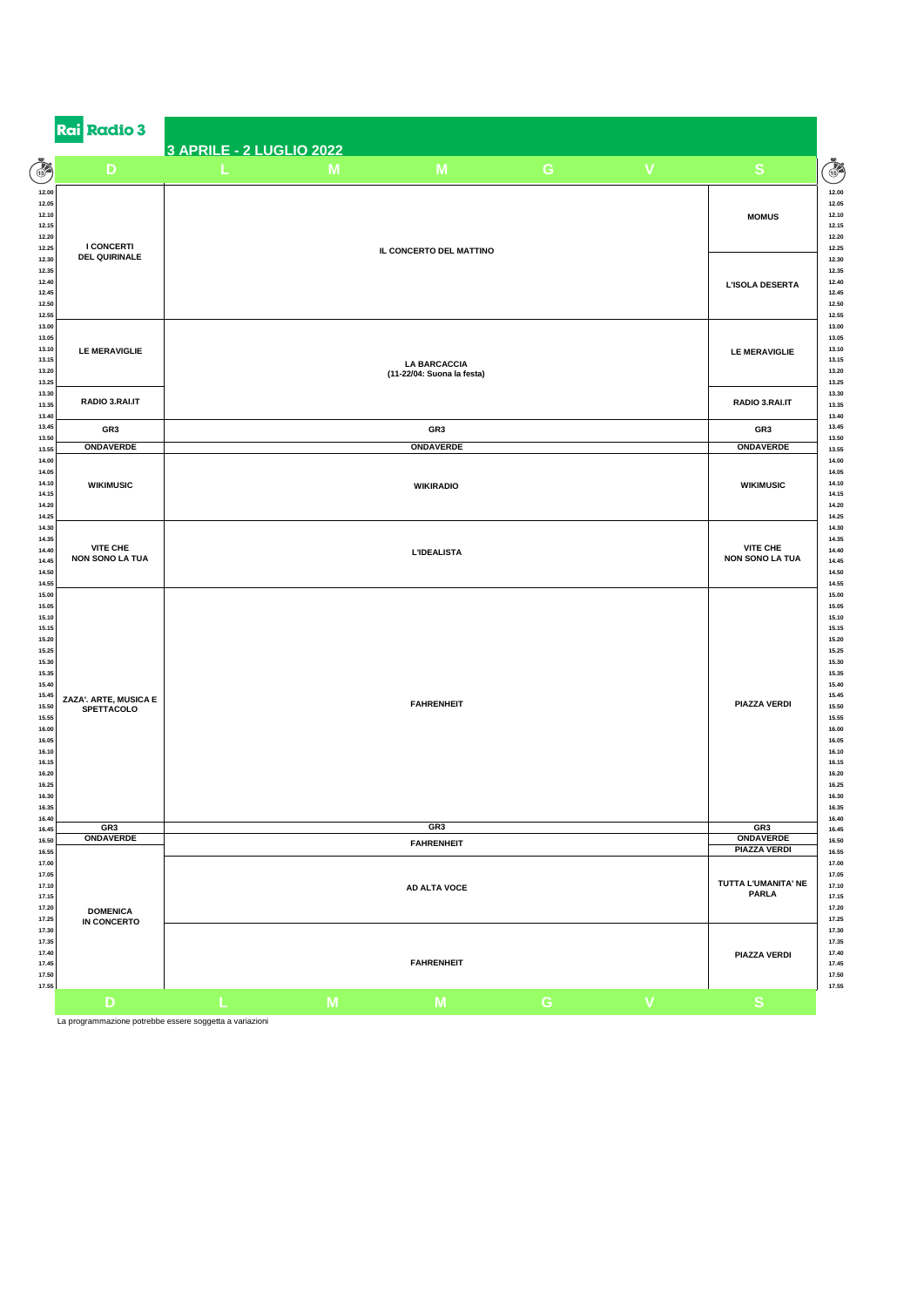Rai Radio 3

## 3 APRILE - 2 LUGLIO 2022

| Ora | D | L | M | M | G | V | S |
|---|---|---|---|---|---|---|---|
| 12.00 | I CONCERTI DEL QUIRINALE | IL CONCERTO DEL MATTINO | | | | | MOMUS |
| 12.30 | | | | | | | L'ISOLA DESERTA |
| 13.00 | LE MERAVIGLIE | LA BARCACCIA (11-22/04: Suona la festa) | | | | | LE MERAVIGLIE |
| 13.30 | RADIO 3.RAI.IT | | | | | | RADIO 3.RAI.IT |
| 13.45 | GR3 | GR3 | | | | | GR3 |
| 13.50 | ONDAVERDE | ONDAVERDE | | | | | ONDAVERDE |
| 14.00 | WIKIMUSIC | WIKIRADIO | | | | | WIKIMUSIC |
| 14.30 | VITE CHE NON SONO LA TUA | L'IDEALISTA | | | | | VITE CHE NON SONO LA TUA |
| 15.00 | ZAZA'. ARTE, MUSICA E SPETTACOLO | FAHRENHEIT | | | | | PIAZZA VERDI |
| 16.40 | GR3 | GR3 | | | | | GR3 |
| 16.45 | ONDAVERDE | FAHRENHEIT | | | | | ONDAVERDE |
| 16.50 | | | | | | | PIAZZA VERDI |
| 17.00 | DOMENICA IN CONCERTO | AD ALTA VOCE | | | | | TUTTA L'UMANITA' NE PARLA |
| 17.30 | | FAHRENHEIT | | | | | PIAZZA VERDI |

La programmazione potrebbe essere soggetta a variazioni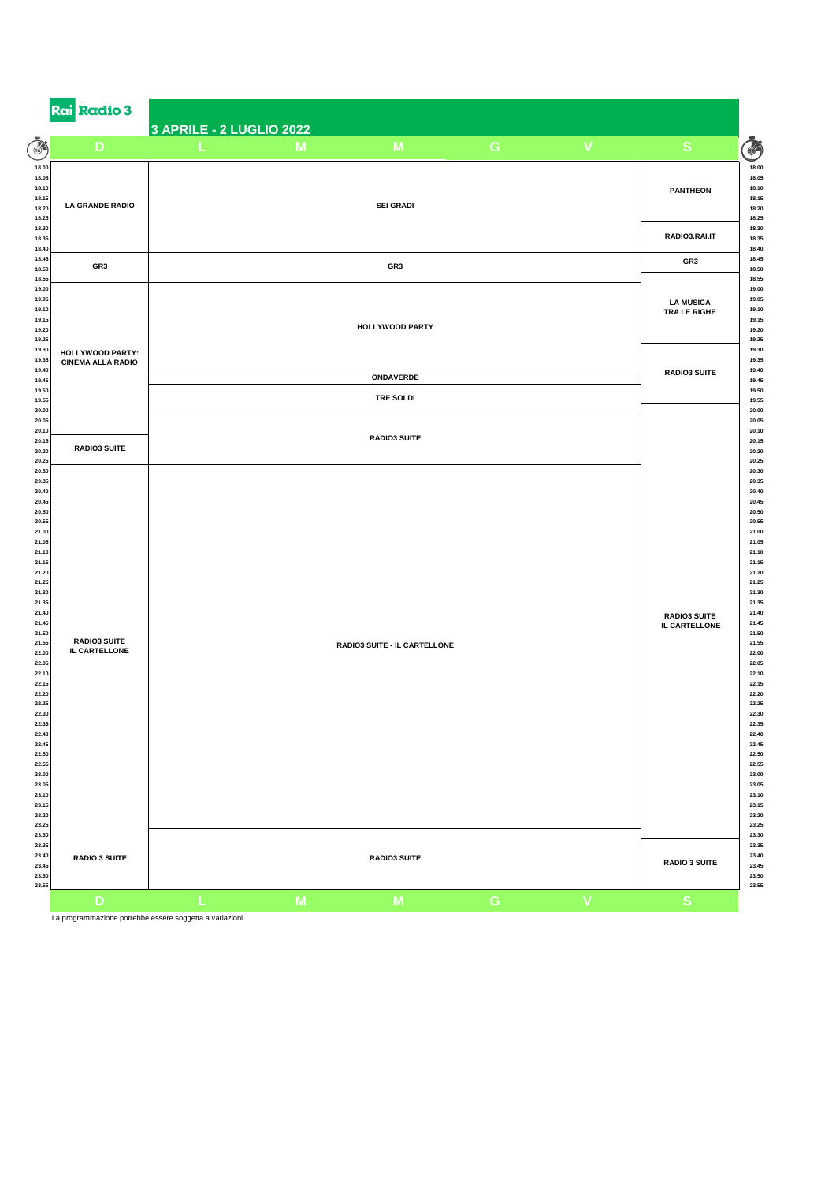Rai Radio 3

## 3 APRILE - 2 LUGLIO 2022

| Ora | D | L - M - M - G - V | S |
|---|---|---|---|
| 18.00 - 18.40 | LA GRANDE RADIO | SEI GRADI | PANTHEON (18.00 - 18.25); RADIO3.RAI.IT (18.25 - 18.40) |
| 18.45 - 18.55 | GR3 | GR3 | GR3 |
| 19.00 - 19.40 | HOLLYWOOD PARTY: CINEMA ALLA RADIO | HOLLYWOOD PARTY | LA MUSICA TRA LE RIGHE (18.55 - 19.25) |
| 19.45 | | ONDAVERDE | RADIO3 SUITE (19.30 - 19.55) |
| 19.50 - 19.55 | | TRE SOLDI | |
| 20.00 - 20.10 | | RADIO3 SUITE | RADIO3 SUITE IL CARTELLONE (20.00 - 23.30) |
| 20.15 - 20.25 | RADIO3 SUITE | | |
| 20.30 - 23.25 | RADIO3 SUITE IL CARTELLONE | RADIO3 SUITE - IL CARTELLONE | |
| 23.30 - 23.55 | RADIO 3 SUITE | RADIO3 SUITE | RADIO 3 SUITE (23.35 - 23.55) |

La programmazione potrebbe essere soggetta a variazioni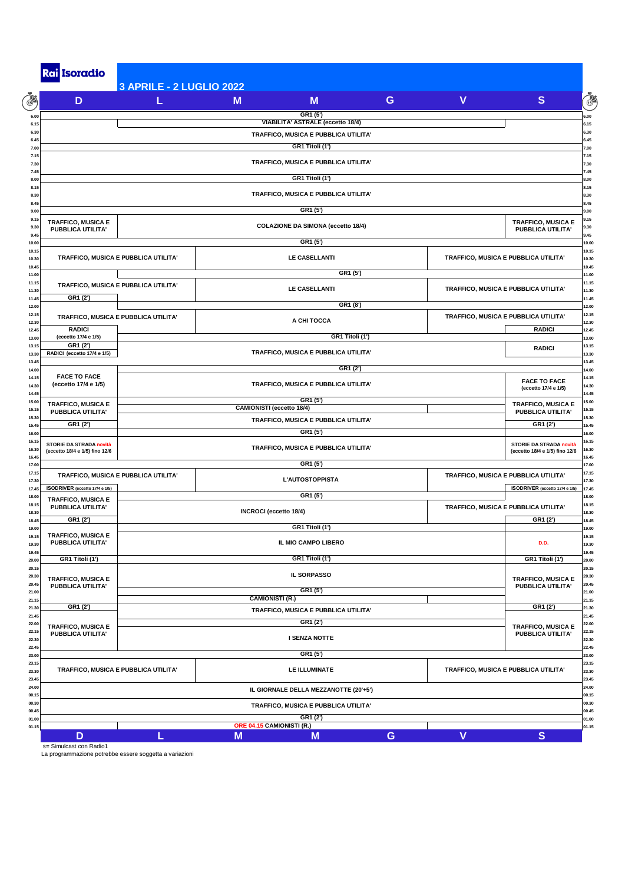# Rai Isoradio

## 3 APRILE - 2 LUGLIO 2022

| Ora | D | L | M | M | G | V | S |
|---|---|---|---|---|---|---|---|
| 6.00 | GR1 (5') | GR1 (5') | GR1 (5') | GR1 (5') | GR1 (5') | GR1 (5') | GR1 (5') |
| 6.15 | | VIABILITA' ASTRALE (eccetto 18/4) | VIABILITA' ASTRALE (eccetto 18/4) | VIABILITA' ASTRALE (eccetto 18/4) | VIABILITA' ASTRALE (eccetto 18/4) | VIABILITA' ASTRALE (eccetto 18/4) | |
| 6.30 | TRAFFICO, MUSICA E PUBBLICA UTILITA' | TRAFFICO, MUSICA E PUBBLICA UTILITA' | TRAFFICO, MUSICA E PUBBLICA UTILITA' | TRAFFICO, MUSICA E PUBBLICA UTILITA' | TRAFFICO, MUSICA E PUBBLICA UTILITA' | TRAFFICO, MUSICA E PUBBLICA UTILITA' | TRAFFICO, MUSICA E PUBBLICA UTILITA' |
| 7.00 | GR1 Titoli (1') | GR1 Titoli (1') | GR1 Titoli (1') | GR1 Titoli (1') | GR1 Titoli (1') | GR1 Titoli (1') | GR1 Titoli (1') |
| 7.15 | TRAFFICO, MUSICA E PUBBLICA UTILITA' | TRAFFICO, MUSICA E PUBBLICA UTILITA' | TRAFFICO, MUSICA E PUBBLICA UTILITA' | TRAFFICO, MUSICA E PUBBLICA UTILITA' | TRAFFICO, MUSICA E PUBBLICA UTILITA' | TRAFFICO, MUSICA E PUBBLICA UTILITA' | TRAFFICO, MUSICA E PUBBLICA UTILITA' |
| 8.00 | GR1 Titoli (1') | GR1 Titoli (1') | GR1 Titoli (1') | GR1 Titoli (1') | GR1 Titoli (1') | GR1 Titoli (1') | GR1 Titoli (1') |
| 8.15 | TRAFFICO, MUSICA E PUBBLICA UTILITA' | TRAFFICO, MUSICA E PUBBLICA UTILITA' | TRAFFICO, MUSICA E PUBBLICA UTILITA' | TRAFFICO, MUSICA E PUBBLICA UTILITA' | TRAFFICO, MUSICA E PUBBLICA UTILITA' | TRAFFICO, MUSICA E PUBBLICA UTILITA' | TRAFFICO, MUSICA E PUBBLICA UTILITA' |
| 9.00 | GR1 (5') | GR1 (5') | GR1 (5') | GR1 (5') | GR1 (5') | GR1 (5') | GR1 (5') |
| 9.15 | TRAFFICO, MUSICA E PUBBLICA UTILITA' | COLAZIONE DA SIMONA (eccetto 18/4) | COLAZIONE DA SIMONA (eccetto 18/4) | COLAZIONE DA SIMONA (eccetto 18/4) | COLAZIONE DA SIMONA (eccetto 18/4) | COLAZIONE DA SIMONA (eccetto 18/4) | TRAFFICO, MUSICA E PUBBLICA UTILITA' |
| 10.00 | GR1 (5') | GR1 (5') | GR1 (5') | GR1 (5') | GR1 (5') | GR1 (5') | GR1 (5') |
| 10.15 | TRAFFICO, MUSICA E PUBBLICA UTILITA' | TRAFFICO, MUSICA E PUBBLICA UTILITA' | LE CASELLANTI | LE CASELLANTI | LE CASELLANTI | TRAFFICO, MUSICA E PUBBLICA UTILITA' | TRAFFICO, MUSICA E PUBBLICA UTILITA' |
| 11.00 | | GR1 (5') | GR1 (5') | GR1 (5') | GR1 (5') | GR1 (5') | GR1 (5') |
| 11.15 | TRAFFICO, MUSICA E PUBBLICA UTILITA' | TRAFFICO, MUSICA E PUBBLICA UTILITA' | LE CASELLANTI | LE CASELLANTI | LE CASELLANTI | TRAFFICO, MUSICA E PUBBLICA UTILITA' | TRAFFICO, MUSICA E PUBBLICA UTILITA' |
| 11.45 | GR1 (2') | | | | | | |
| 12.00 | | GR1 (8') | GR1 (8') | GR1 (8') | GR1 (8') | GR1 (8') | GR1 (8') |
| 12.15 | TRAFFICO, MUSICA E PUBBLICA UTILITA' | TRAFFICO, MUSICA E PUBBLICA UTILITA' | A CHI TOCCA | A CHI TOCCA | A CHI TOCCA | TRAFFICO, MUSICA E PUBBLICA UTILITA' | TRAFFICO, MUSICA E PUBBLICA UTILITA' |
| 12.45 | RADICI (eccetto 17/4 e 1/5) | | | | | | RADICI |
| 13.00 | | GR1 Titoli (1') | GR1 Titoli (1') | GR1 Titoli (1') | GR1 Titoli (1') | GR1 Titoli (1') | GR1 Titoli (1') |
| 13.15 | GR1 (2') | TRAFFICO, MUSICA E PUBBLICA UTILITA' | TRAFFICO, MUSICA E PUBBLICA UTILITA' | TRAFFICO, MUSICA E PUBBLICA UTILITA' | TRAFFICO, MUSICA E PUBBLICA UTILITA' | TRAFFICO, MUSICA E PUBBLICA UTILITA' | RADICI |
| 13.30 | RADICI (eccetto 17/4 e 1/5) | | | | | | |
| 14.00 | | GR1 (2') | GR1 (2') | GR1 (2') | GR1 (2') | GR1 (2') | GR1 (2') |
| 14.15 | FACE TO FACE (eccetto 17/4 e 1/5) | TRAFFICO, MUSICA E PUBBLICA UTILITA' | TRAFFICO, MUSICA E PUBBLICA UTILITA' | TRAFFICO, MUSICA E PUBBLICA UTILITA' | TRAFFICO, MUSICA E PUBBLICA UTILITA' | TRAFFICO, MUSICA E PUBBLICA UTILITA' | FACE TO FACE (eccetto 17/4 e 1/5) |
| 15.00 | TRAFFICO, MUSICA E PUBBLICA UTILITA' | GR1 (5') | GR1 (5') | GR1 (5') | GR1 (5') | GR1 (5') | TRAFFICO, MUSICA E PUBBLICA UTILITA' |
| 15.15 | | CAMIONISTI (eccetto 18/4) | CAMIONISTI (eccetto 18/4) | CAMIONISTI (eccetto 18/4) | CAMIONISTI (eccetto 18/4) | | |
| 15.30 | | TRAFFICO, MUSICA E PUBBLICA UTILITA' | TRAFFICO, MUSICA E PUBBLICA UTILITA' | TRAFFICO, MUSICA E PUBBLICA UTILITA' | TRAFFICO, MUSICA E PUBBLICA UTILITA' | TRAFFICO, MUSICA E PUBBLICA UTILITA' | |
| 15.45 | GR1 (2') | | | | | | GR1 (2') |
| 16.00 | GR1 (5') | GR1 (5') | GR1 (5') | GR1 (5') | GR1 (5') | GR1 (5') | GR1 (5') |
| 16.15 | STORIE DA STRADA novità (eccetto 18/4 e 1/5) fino 12/6 | TRAFFICO, MUSICA E PUBBLICA UTILITA' | TRAFFICO, MUSICA E PUBBLICA UTILITA' | TRAFFICO, MUSICA E PUBBLICA UTILITA' | TRAFFICO, MUSICA E PUBBLICA UTILITA' | TRAFFICO, MUSICA E PUBBLICA UTILITA' | STORIE DA STRADA novità (eccetto 18/4 e 1/5) fino 12/6 |
| 17.00 | GR1 (5') | GR1 (5') | GR1 (5') | GR1 (5') | GR1 (5') | GR1 (5') | GR1 (5') |
| 17.15 | TRAFFICO, MUSICA E PUBBLICA UTILITA' | TRAFFICO, MUSICA E PUBBLICA UTILITA' | L'AUTOSTOPPISTA | L'AUTOSTOPPISTA | L'AUTOSTOPPISTA | TRAFFICO, MUSICA E PUBBLICA UTILITA' | TRAFFICO, MUSICA E PUBBLICA UTILITA' |
| 17.45 | ISODRIVER (eccetto 17/4 e 1/5) | | | | | | ISODRIVER (eccetto 17/4 e 1/5) |
| 18.00 | TRAFFICO, MUSICA E PUBBLICA UTILITA' | GR1 (5') | GR1 (5') | GR1 (5') | GR1 (5') | GR1 (5') | GR1 (5') |
| 18.15 | | INCROCI (eccetto 18/4) | INCROCI (eccetto 18/4) | INCROCI (eccetto 18/4) | INCROCI (eccetto 18/4) | TRAFFICO, MUSICA E PUBBLICA UTILITA' | TRAFFICO, MUSICA E PUBBLICA UTILITA' |
| 18.45 | GR1 (2') | | | | | | GR1 (2') |
| 19.00 | | GR1 Titoli (1') | GR1 Titoli (1') | GR1 Titoli (1') | GR1 Titoli (1') | GR1 Titoli (1') | |
| 19.15 | TRAFFICO, MUSICA E PUBBLICA UTILITA' | IL MIO CAMPO LIBERO | IL MIO CAMPO LIBERO | IL MIO CAMPO LIBERO | IL MIO CAMPO LIBERO | IL MIO CAMPO LIBERO | D.D. |
| 20.00 | GR1 Titoli (1') | GR1 Titoli (1') | GR1 Titoli (1') | GR1 Titoli (1') | GR1 Titoli (1') | GR1 Titoli (1') | GR1 Titoli (1') |
| 20.15 | TRAFFICO, MUSICA E PUBBLICA UTILITA' | IL SORPASSO | IL SORPASSO | IL SORPASSO | IL SORPASSO | IL SORPASSO | TRAFFICO, MUSICA E PUBBLICA UTILITA' |
| 21.00 | | GR1 (5') | GR1 (5') | GR1 (5') | GR1 (5') | GR1 (5') | |
| 21.15 | | CAMIONISTI (R.) | CAMIONISTI (R.) | CAMIONISTI (R.) | CAMIONISTI (R.) | | |
| 21.30 | GR1 (2') | TRAFFICO, MUSICA E PUBBLICA UTILITA' | TRAFFICO, MUSICA E PUBBLICA UTILITA' | TRAFFICO, MUSICA E PUBBLICA UTILITA' | TRAFFICO, MUSICA E PUBBLICA UTILITA' | TRAFFICO, MUSICA E PUBBLICA UTILITA' | GR1 (2') |
| 22.00 | TRAFFICO, MUSICA E PUBBLICA UTILITA' | GR1 (2') | GR1 (2') | GR1 (2') | GR1 (2') | GR1 (2') | TRAFFICO, MUSICA E PUBBLICA UTILITA' |
| 22.15 | | I SENZA NOTTE | I SENZA NOTTE | I SENZA NOTTE | I SENZA NOTTE | I SENZA NOTTE | |
| 23.00 | GR1 (5') | GR1 (5') | GR1 (5') | GR1 (5') | GR1 (5') | GR1 (5') | GR1 (5') |
| 23.15 | TRAFFICO, MUSICA E PUBBLICA UTILITA' | TRAFFICO, MUSICA E PUBBLICA UTILITA' | LE ILLUMINATE | LE ILLUMINATE | LE ILLUMINATE | TRAFFICO, MUSICA E PUBBLICA UTILITA' | TRAFFICO, MUSICA E PUBBLICA UTILITA' |
| 24.00 | IL GIORNALE DELLA MEZZANOTTE (20'+5') | IL GIORNALE DELLA MEZZANOTTE (20'+5') | IL GIORNALE DELLA MEZZANOTTE (20'+5') | IL GIORNALE DELLA MEZZANOTTE (20'+5') | IL GIORNALE DELLA MEZZANOTTE (20'+5') | IL GIORNALE DELLA MEZZANOTTE (20'+5') | IL GIORNALE DELLA MEZZANOTTE (20'+5') |
| 00.30 | TRAFFICO, MUSICA E PUBBLICA UTILITA' | TRAFFICO, MUSICA E PUBBLICA UTILITA' | TRAFFICO, MUSICA E PUBBLICA UTILITA' | TRAFFICO, MUSICA E PUBBLICA UTILITA' | TRAFFICO, MUSICA E PUBBLICA UTILITA' | TRAFFICO, MUSICA E PUBBLICA UTILITA' | TRAFFICO, MUSICA E PUBBLICA UTILITA' |
| 01.00 | GR1 (2') | GR1 (2') | GR1 (2') | GR1 (2') | GR1 (2') | GR1 (2') | GR1 (2') |
| 01.15 | | ORE 04.15 CAMIONISTI (R.) | ORE 04.15 CAMIONISTI (R.) | ORE 04.15 CAMIONISTI (R.) | ORE 04.15 CAMIONISTI (R.) | | |

s= Simulcast con Radio1

La programmazione potrebbe essere soggetta a variazioni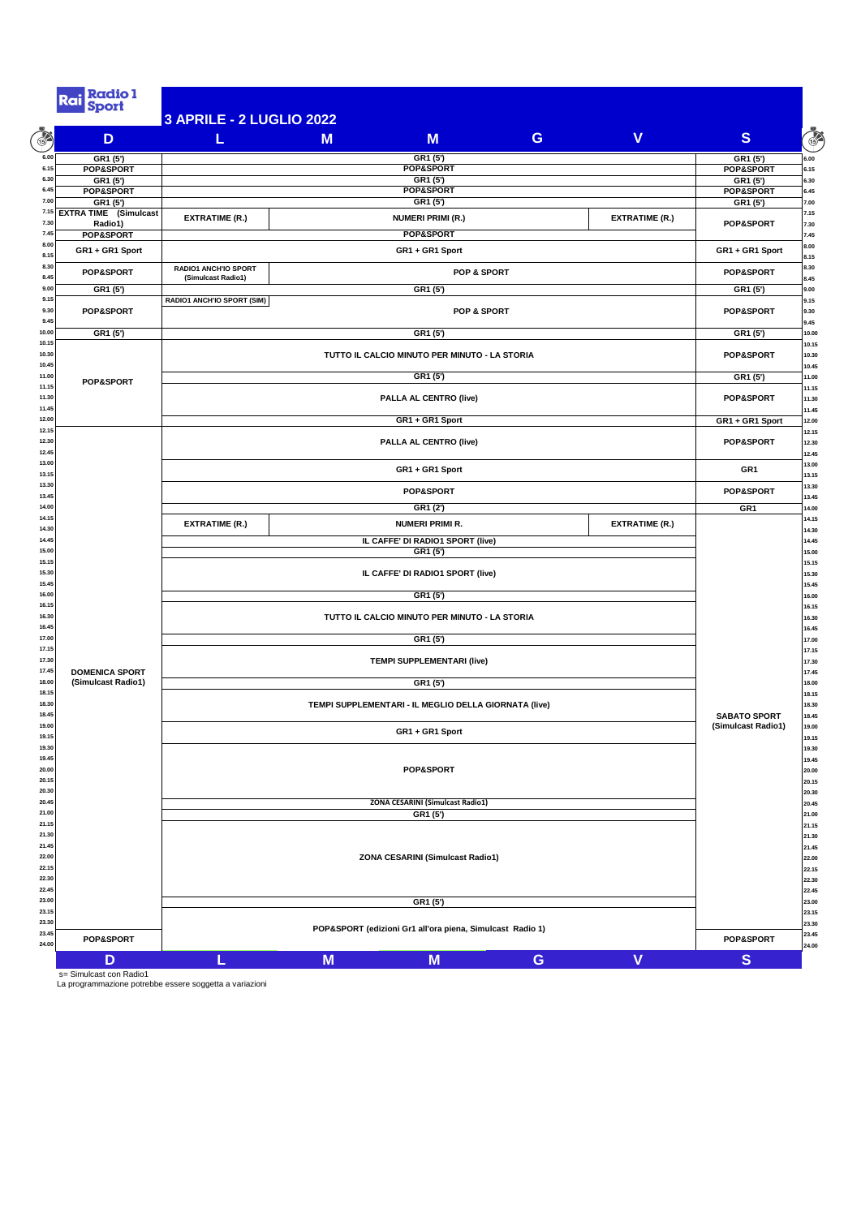Rai Radio 1 Sport

## 3 APRILE - 2 LUGLIO 2022

| | D | L | M | M | G | V | S | |
|---|---|---|---|---|---|---|---|---|
| 6.00 | GR1 (5') | GR1 (5') | | | | | GR1 (5') | 6.00 |
| 6.15 | POP&SPORT | POP&SPORT | | | | | POP&SPORT | 6.15 |
| 6.30 | GR1 (5') | GR1 (5') | | | | | GR1 (5') | 6.30 |
| 6.45 | POP&SPORT | POP&SPORT | | | | | POP&SPORT | 6.45 |
| 7.00 | GR1 (5') | GR1 (5') | | | | | GR1 (5') | 7.00 |
| 7.15 / 7.30 | EXTRA TIME (Simulcast Radio1) | EXTRATIME (R.) | NUMERI PRIMI (R.) | | | EXTRATIME (R.) | POP&SPORT | 7.15 / 7.30 |
| 7.45 | POP&SPORT | POP&SPORT | | | | | | 7.45 |
| 8.00 / 8.15 | GR1 + GR1 Sport | GR1 + GR1 Sport | | | | | GR1 + GR1 Sport | 8.00 / 8.15 |
| 8.30 / 8.45 | POP&SPORT | RADIO1 ANCH'IO SPORT (Simulcast Radio1) | POP & SPORT | | | | POP&SPORT | 8.30 / 8.45 |
| 9.00 | GR1 (5') | GR1 (5') | | | | | GR1 (5') | 9.00 |
| 9.15 – 9.45 | POP&SPORT | RADIO1 ANCH'IO SPORT (SIM) | POP & SPORT | | | | POP&SPORT | 9.15 – 9.45 |
| 10.00 | GR1 (5') | GR1 (5') | | | | | GR1 (5') | 10.00 |
| 10.15 – 10.45 | POP&SPORT | TUTTO IL CALCIO MINUTO PER MINUTO - LA STORIA | | | | | POP&SPORT | 10.15 – 10.45 |
| 11.00 | POP&SPORT | GR1 (5') | | | | | GR1 (5') | 11.00 |
| 11.15 – 11.45 | POP&SPORT | PALLA AL CENTRO (live) | | | | | POP&SPORT | 11.15 – 11.45 |
| 12.00 | POP&SPORT | GR1 + GR1 Sport | | | | | GR1 + GR1 Sport | 12.00 |
| 12.15 – 12.45 | DOMENICA SPORT (Simulcast Radio1) | PALLA AL CENTRO (live) | | | | | POP&SPORT | 12.15 – 12.45 |
| 13.00 / 13.15 | DOMENICA SPORT (Simulcast Radio1) | GR1 + GR1 Sport | | | | | GR1 | 13.00 / 13.15 |
| 13.30 / 13.45 | DOMENICA SPORT (Simulcast Radio1) | POP&SPORT | | | | | POP&SPORT | 13.30 / 13.45 |
| 14.00 | DOMENICA SPORT (Simulcast Radio1) | GR1 (2') | | | | | GR1 | 14.00 |
| 14.15 / 14.30 | DOMENICA SPORT (Simulcast Radio1) | EXTRATIME (R.) | NUMERI PRIMI R. | | | EXTRATIME (R.) | SABATO SPORT (Simulcast Radio1) | 14.15 / 14.30 |
| 14.45 | DOMENICA SPORT (Simulcast Radio1) | IL CAFFE' DI RADIO1 SPORT (live) | | | | | SABATO SPORT (Simulcast Radio1) | 14.45 |
| 15.00 | DOMENICA SPORT (Simulcast Radio1) | GR1 (5') | | | | | SABATO SPORT (Simulcast Radio1) | 15.00 |
| 15.15 – 15.45 | DOMENICA SPORT (Simulcast Radio1) | IL CAFFE' DI RADIO1 SPORT (live) | | | | | SABATO SPORT (Simulcast Radio1) | 15.15 – 15.45 |
| 16.00 | DOMENICA SPORT (Simulcast Radio1) | GR1 (5') | | | | | SABATO SPORT (Simulcast Radio1) | 16.00 |
| 16.15 – 16.45 | DOMENICA SPORT (Simulcast Radio1) | TUTTO IL CALCIO MINUTO PER MINUTO - LA STORIA | | | | | SABATO SPORT (Simulcast Radio1) | 16.15 – 16.45 |
| 17.00 | DOMENICA SPORT (Simulcast Radio1) | GR1 (5') | | | | | SABATO SPORT (Simulcast Radio1) | 17.00 |
| 17.15 – 17.45 | DOMENICA SPORT (Simulcast Radio1) | TEMPI SUPPLEMENTARI (live) | | | | | SABATO SPORT (Simulcast Radio1) | 17.15 – 17.45 |
| 18.00 | DOMENICA SPORT (Simulcast Radio1) | GR1 (5') | | | | | SABATO SPORT (Simulcast Radio1) | 18.00 |
| 18.15 – 18.45 | DOMENICA SPORT (Simulcast Radio1) | TEMPI SUPPLEMENTARI - IL MEGLIO DELLA GIORNATA (live) | | | | | SABATO SPORT (Simulcast Radio1) | 18.15 – 18.45 |
| 19.00 / 19.15 | DOMENICA SPORT (Simulcast Radio1) | GR1 + GR1 Sport | | | | | SABATO SPORT (Simulcast Radio1) | 19.00 / 19.15 |
| 19.30 – 20.30 | DOMENICA SPORT (Simulcast Radio1) | POP&SPORT | | | | | SABATO SPORT (Simulcast Radio1) | 19.30 – 20.30 |
| 20.45 | DOMENICA SPORT (Simulcast Radio1) | ZONA CESARINI (Simulcast Radio1) | | | | | SABATO SPORT (Simulcast Radio1) | 20.45 |
| 21.00 | DOMENICA SPORT (Simulcast Radio1) | GR1 (5') | | | | | SABATO SPORT (Simulcast Radio1) | 21.00 |
| 21.15 – 22.45 | DOMENICA SPORT (Simulcast Radio1) | ZONA CESARINI (Simulcast Radio1) | | | | | SABATO SPORT (Simulcast Radio1) | 21.15 – 22.45 |
| 23.00 | DOMENICA SPORT (Simulcast Radio1) | GR1 (5') | | | | | SABATO SPORT (Simulcast Radio1) | 23.00 |
| 23.15 / 23.30 | DOMENICA SPORT (Simulcast Radio1) | POP&SPORT (edizioni Gr1 all'ora piena, Simulcast Radio 1) | | | | | SABATO SPORT (Simulcast Radio1) | 23.15 / 23.30 |
| 23.45 / 24.00 | POP&SPORT | POP&SPORT (edizioni Gr1 all'ora piena, Simulcast Radio 1) | | | | | POP&SPORT | 23.45 / 24.00 |
| | D | L | M | M | G | V | S | |

s= Simulcast con Radio1

La programmazione potrebbe essere soggetta a variazioni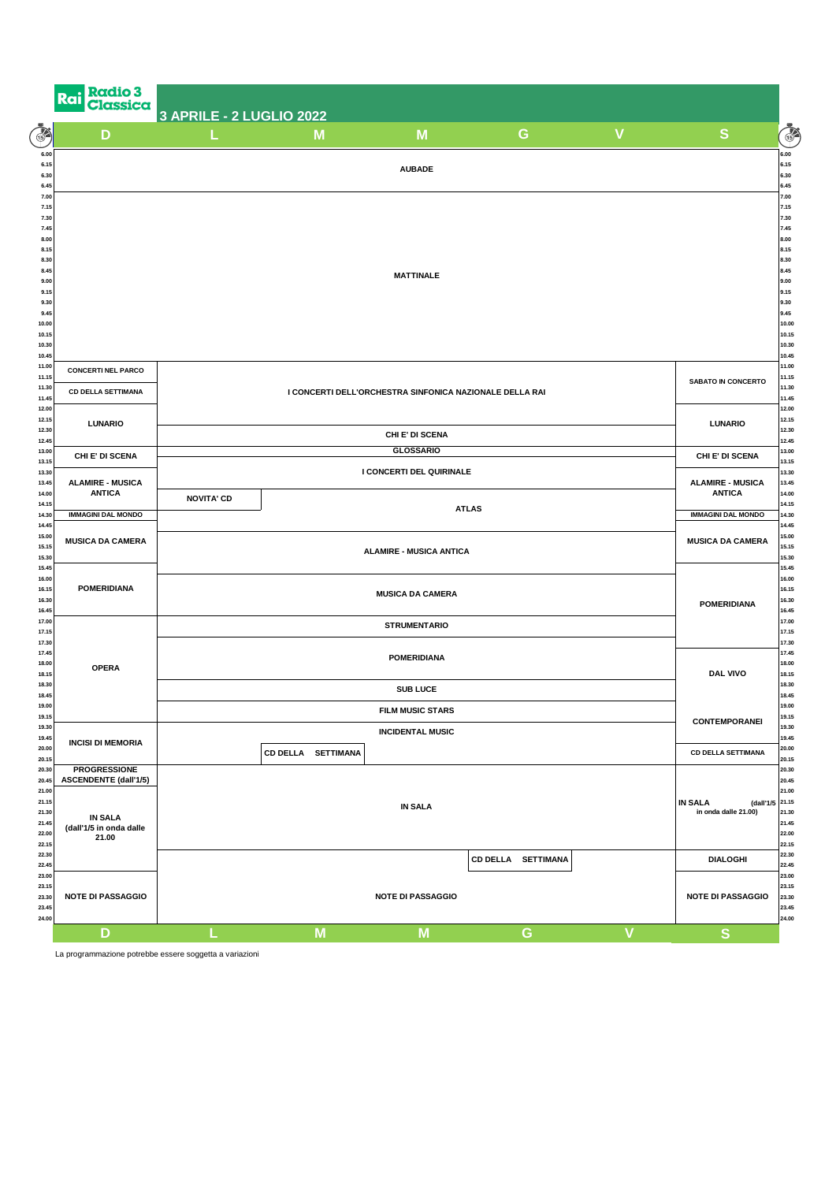# Rai Radio 3 Classica

## 3 APRILE - 2 LUGLIO 2022

| Orario | D | L | M | M | G | V | S |
|---|---|---|---|---|---|---|---|
| 6.00 | AUBADE | AUBADE | AUBADE | AUBADE | AUBADE | AUBADE | AUBADE |
| 7.00 | MATTINALE | MATTINALE | MATTINALE | MATTINALE | MATTINALE | MATTINALE | MATTINALE |
| 11.00 | CONCERTI NEL PARCO | I CONCERTI DELL'ORCHESTRA SINFONICA NAZIONALE DELLA RAI | I CONCERTI DELL'ORCHESTRA SINFONICA NAZIONALE DELLA RAI | I CONCERTI DELL'ORCHESTRA SINFONICA NAZIONALE DELLA RAI | I CONCERTI DELL'ORCHESTRA SINFONICA NAZIONALE DELLA RAI | I CONCERTI DELL'ORCHESTRA SINFONICA NAZIONALE DELLA RAI | SABATO IN CONCERTO |
| 11.30 | CD DELLA SETTIMANA | | | | | | |
| 12.00 | LUNARIO | | | | | | LUNARIO |
| 12.30 | | CHI E' DI SCENA | CHI E' DI SCENA | CHI E' DI SCENA | CHI E' DI SCENA | CHI E' DI SCENA | |
| 13.00 | CHI E' DI SCENA | GLOSSARIO | GLOSSARIO | GLOSSARIO | GLOSSARIO | GLOSSARIO | CHI E' DI SCENA |
| 13.15 | | I CONCERTI DEL QUIRINALE | I CONCERTI DEL QUIRINALE | I CONCERTI DEL QUIRINALE | I CONCERTI DEL QUIRINALE | I CONCERTI DEL QUIRINALE | |
| 13.30 | ALAMIRE - MUSICA ANTICA | | | | | | ALAMIRE - MUSICA ANTICA |
| 14.00 | | NOVITA' CD | ATLAS | ATLAS | ATLAS | ATLAS | |
| 14.30 | IMMAGINI DAL MONDO | | | | | | IMMAGINI DAL MONDO |
| 15.00 | MUSICA DA CAMERA | ALAMIRE - MUSICA ANTICA | ALAMIRE - MUSICA ANTICA | ALAMIRE - MUSICA ANTICA | ALAMIRE - MUSICA ANTICA | ALAMIRE - MUSICA ANTICA | MUSICA DA CAMERA |
| 15.45 | POMERIDIANA | | | | | | POMERIDIANA |
| 16.00 | | MUSICA DA CAMERA | MUSICA DA CAMERA | MUSICA DA CAMERA | MUSICA DA CAMERA | MUSICA DA CAMERA | |
| 17.00 | OPERA | STRUMENTARIO | STRUMENTARIO | STRUMENTARIO | STRUMENTARIO | STRUMENTARIO | |
| 17.30 | | POMERIDIANA | POMERIDIANA | POMERIDIANA | POMERIDIANA | POMERIDIANA | |
| 17.45 | | | | | | | DAL VIVO |
| 18.30 | | SUB LUCE | SUB LUCE | SUB LUCE | SUB LUCE | SUB LUCE | |
| 19.00 | | FILM MUSIC STARS | FILM MUSIC STARS | FILM MUSIC STARS | FILM MUSIC STARS | FILM MUSIC STARS | CONTEMPORANEI |
| 19.30 | INCISI DI MEMORIA | INCIDENTAL MUSIC | INCIDENTAL MUSIC | INCIDENTAL MUSIC | INCIDENTAL MUSIC | INCIDENTAL MUSIC | |
| 20.00 | | | CD DELLA SETTIMANA | | | | CD DELLA SETTIMANA |
| 20.30 | PROGRESSIONE ASCENDENTE (dall'1/5) | IN SALA | IN SALA | IN SALA | IN SALA | IN SALA | IN SALA (dall'1/5 in onda dalle 21.00) |
| 21.00 | IN SALA (dall'1/5 in onda dalle 21.00) | | | | | | |
| 22.30 | | | | | CD DELLA SETTIMANA | | DIALOGHI |
| 23.00 | NOTE DI PASSAGGIO | NOTE DI PASSAGGIO | NOTE DI PASSAGGIO | NOTE DI PASSAGGIO | NOTE DI PASSAGGIO | NOTE DI PASSAGGIO | NOTE DI PASSAGGIO |
| 24.00 | | | | | | | |

La programmazione potrebbe essere soggetta a variazioni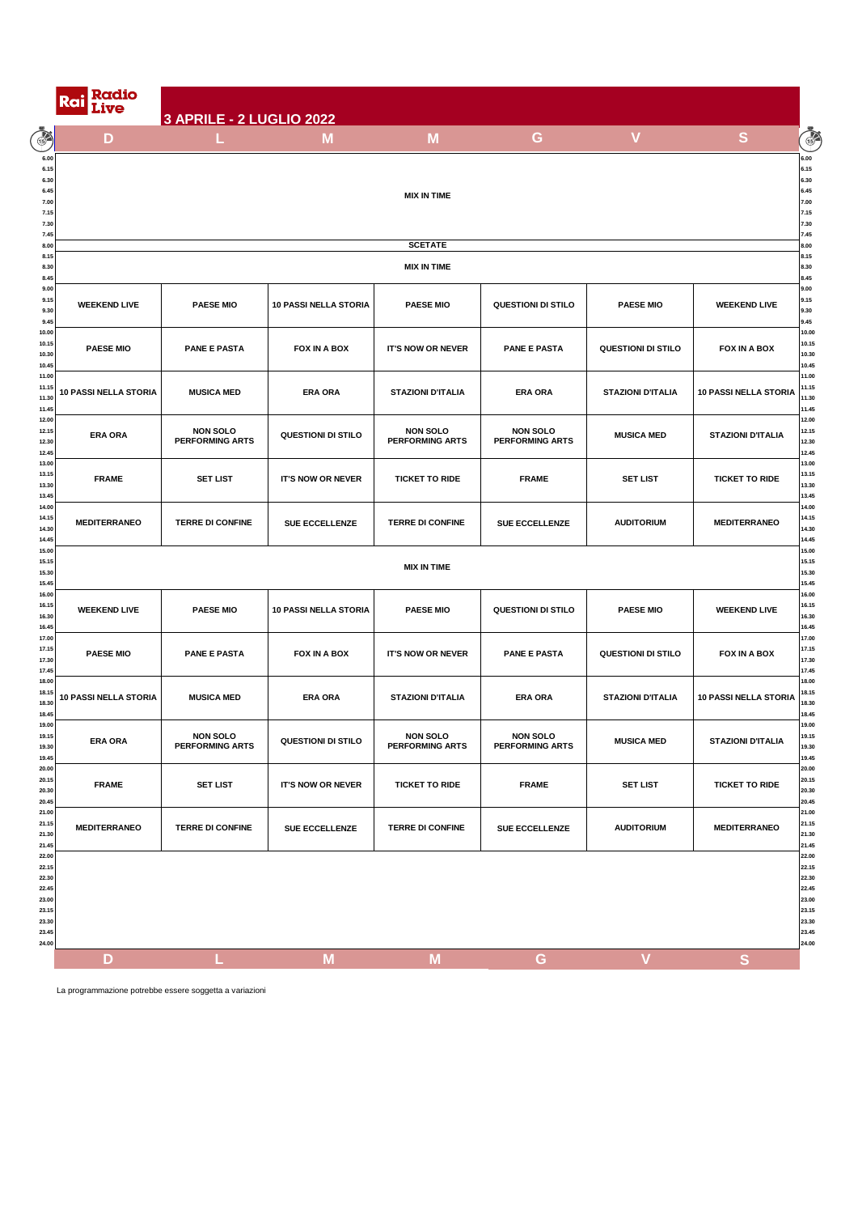# Rai Radio Live

## 3 APRILE - 2 LUGLIO 2022

| Ora | D | L | M | M | G | V | S |
|---|---|---|---|---|---|---|---|
| 6.00 - 8.00 | MIX IN TIME | MIX IN TIME | MIX IN TIME | MIX IN TIME | MIX IN TIME | MIX IN TIME | MIX IN TIME |
| 8.00 - 8.15 | SCETATE | SCETATE | SCETATE | SCETATE | SCETATE | SCETATE | SCETATE |
| 8.15 - 9.00 | MIX IN TIME | MIX IN TIME | MIX IN TIME | MIX IN TIME | MIX IN TIME | MIX IN TIME | MIX IN TIME |
| 9.00 | WEEKEND LIVE | PAESE MIO | 10 PASSI NELLA STORIA | PAESE MIO | QUESTIONI DI STILO | PAESE MIO | WEEKEND LIVE |
| 10.00 | PAESE MIO | PANE E PASTA | FOX IN A BOX | IT'S NOW OR NEVER | PANE E PASTA | QUESTIONI DI STILO | FOX IN A BOX |
| 11.00 | 10 PASSI NELLA STORIA | MUSICA MED | ERA ORA | STAZIONI D'ITALIA | ERA ORA | STAZIONI D'ITALIA | 10 PASSI NELLA STORIA |
| 12.00 | ERA ORA | NON SOLO PERFORMING ARTS | QUESTIONI DI STILO | NON SOLO PERFORMING ARTS | NON SOLO PERFORMING ARTS | MUSICA MED | STAZIONI D'ITALIA |
| 13.00 | FRAME | SET LIST | IT'S NOW OR NEVER | TICKET TO RIDE | FRAME | SET LIST | TICKET TO RIDE |
| 14.00 | MEDITERRANEO | TERRE DI CONFINE | SUE ECCELLENZE | TERRE DI CONFINE | SUE ECCELLENZE | AUDITORIUM | MEDITERRANEO |
| 15.00 - 16.00 | MIX IN TIME | MIX IN TIME | MIX IN TIME | MIX IN TIME | MIX IN TIME | MIX IN TIME | MIX IN TIME |
| 16.00 | WEEKEND LIVE | PAESE MIO | 10 PASSI NELLA STORIA | PAESE MIO | QUESTIONI DI STILO | PAESE MIO | WEEKEND LIVE |
| 17.00 | PAESE MIO | PANE E PASTA | FOX IN A BOX | IT'S NOW OR NEVER | PANE E PASTA | QUESTIONI DI STILO | FOX IN A BOX |
| 18.00 | 10 PASSI NELLA STORIA | MUSICA MED | ERA ORA | STAZIONI D'ITALIA | ERA ORA | STAZIONI D'ITALIA | 10 PASSI NELLA STORIA |
| 19.00 | ERA ORA | NON SOLO PERFORMING ARTS | QUESTIONI DI STILO | NON SOLO PERFORMING ARTS | NON SOLO PERFORMING ARTS | MUSICA MED | STAZIONI D'ITALIA |
| 20.00 | FRAME | SET LIST | IT'S NOW OR NEVER | TICKET TO RIDE | FRAME | SET LIST | TICKET TO RIDE |
| 21.00 | MEDITERRANEO | TERRE DI CONFINE | SUE ECCELLENZE | TERRE DI CONFINE | SUE ECCELLENZE | AUDITORIUM | MEDITERRANEO |
| 22.00 - 24.00 | | | | | | | |

La programmazione potrebbe essere soggetta a variazioni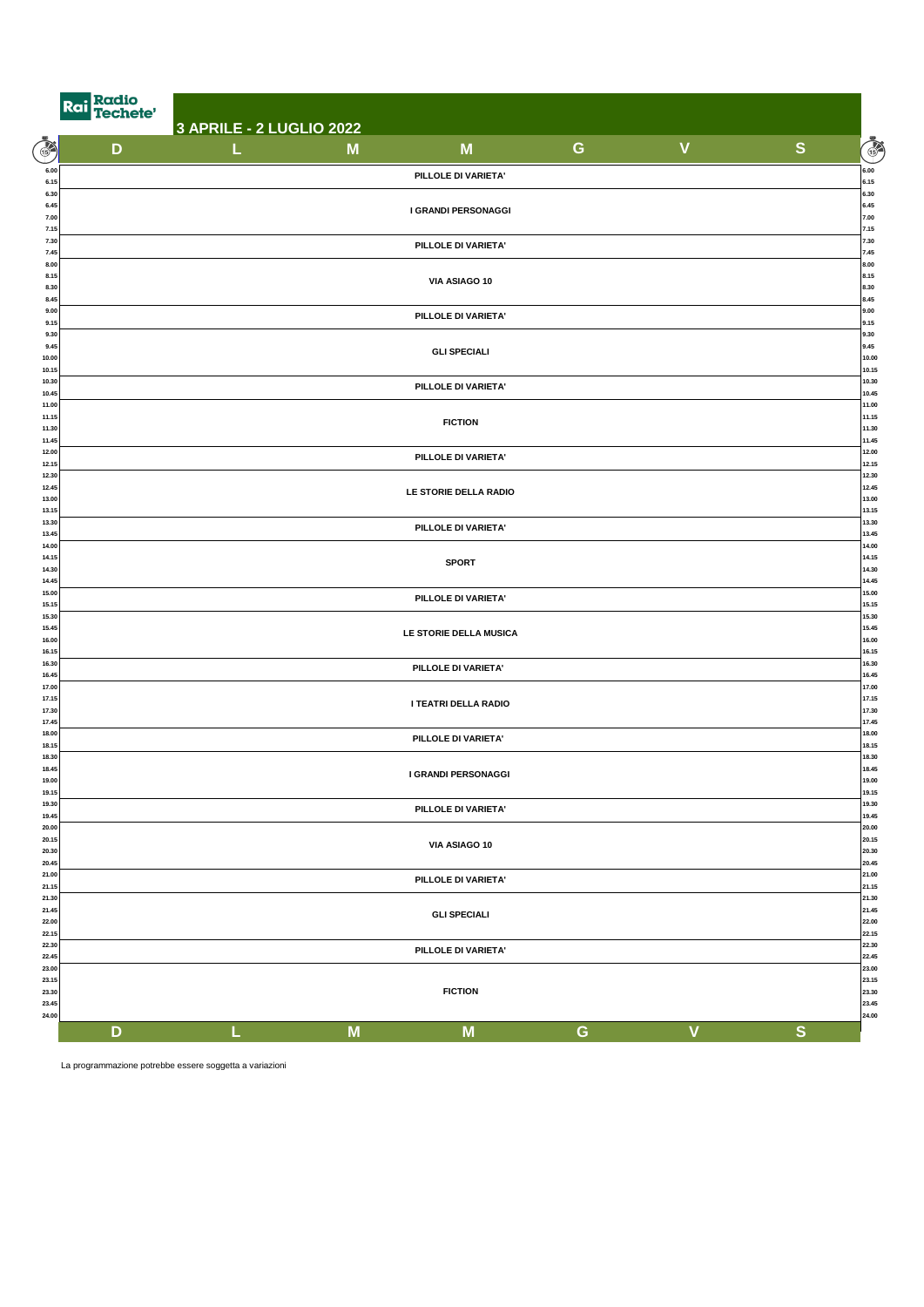Radio Techete'

## 3 APRILE - 2 LUGLIO 2022

| Ora | D | L | M | M | G | V | S |
|---|---|---|---|---|---|---|---|
| 6.00 - 6.15 | PILLOLE DI VARIETA' | | | | | | |
| 6.30 - 7.15 | I GRANDI PERSONAGGI | | | | | | |
| 7.30 - 7.45 | PILLOLE DI VARIETA' | | | | | | |
| 8.00 - 8.45 | VIA ASIAGO 10 | | | | | | |
| 9.00 - 9.15 | PILLOLE DI VARIETA' | | | | | | |
| 9.30 - 10.15 | GLI SPECIALI | | | | | | |
| 10.30 - 10.45 | PILLOLE DI VARIETA' | | | | | | |
| 11.00 - 11.45 | FICTION | | | | | | |
| 12.00 - 12.15 | PILLOLE DI VARIETA' | | | | | | |
| 12.30 - 13.15 | LE STORIE DELLA RADIO | | | | | | |
| 13.30 - 13.45 | PILLOLE DI VARIETA' | | | | | | |
| 14.00 - 14.45 | SPORT | | | | | | |
| 15.00 - 15.15 | PILLOLE DI VARIETA' | | | | | | |
| 15.30 - 16.15 | LE STORIE DELLA MUSICA | | | | | | |
| 16.30 - 16.45 | PILLOLE DI VARIETA' | | | | | | |
| 17.00 - 17.45 | I TEATRI DELLA RADIO | | | | | | |
| 18.00 - 18.15 | PILLOLE DI VARIETA' | | | | | | |
| 18.30 - 19.15 | I GRANDI PERSONAGGI | | | | | | |
| 19.30 - 19.45 | PILLOLE DI VARIETA' | | | | | | |
| 20.00 - 20.45 | VIA ASIAGO 10 | | | | | | |
| 21.00 - 21.15 | PILLOLE DI VARIETA' | | | | | | |
| 21.30 - 22.15 | GLI SPECIALI | | | | | | |
| 22.30 - 22.45 | PILLOLE DI VARIETA' | | | | | | |
| 23.00 - 24.00 | FICTION | | | | | | |

La programmazione potrebbe essere soggetta a variazioni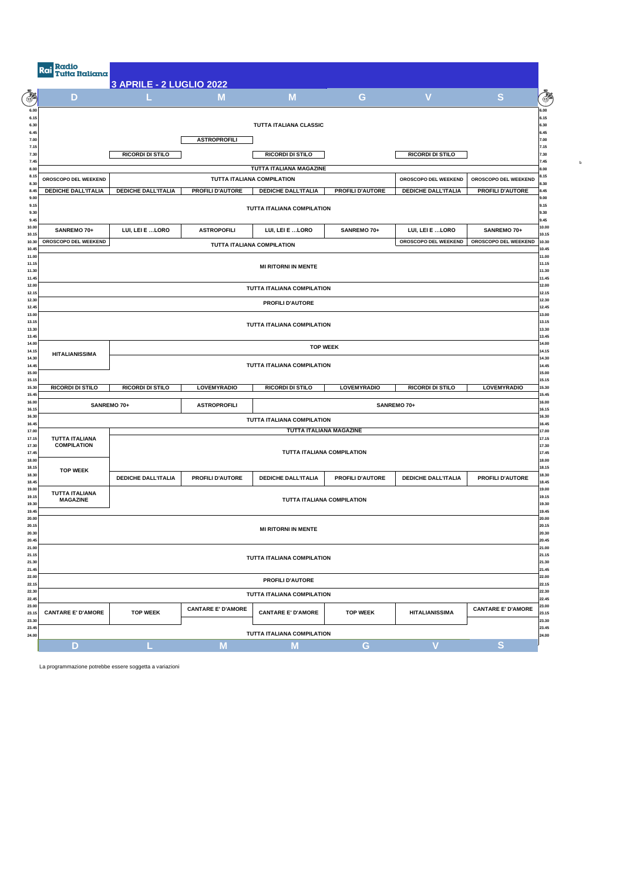# Radio Rai Tutta Italiana

## 3 APRILE - 2 LUGLIO 2022

| Ora | D | L | M | M | G | V | S |
|---|---|---|---|---|---|---|---|
| 6.00 | TUTTA ITALIANA CLASSIC | TUTTA ITALIANA CLASSIC | TUTTA ITALIANA CLASSIC | TUTTA ITALIANA CLASSIC | TUTTA ITALIANA CLASSIC | TUTTA ITALIANA CLASSIC | TUTTA ITALIANA CLASSIC |
| 7.00 | | | ASTROPROFILI | | | | |
| 7.30 | | RICORDI DI STILO | | RICORDI DI STILO | | RICORDI DI STILO | |
| 8.00 | TUTTA ITALIANA MAGAZINE | TUTTA ITALIANA MAGAZINE | TUTTA ITALIANA MAGAZINE | TUTTA ITALIANA MAGAZINE | TUTTA ITALIANA MAGAZINE | TUTTA ITALIANA MAGAZINE | TUTTA ITALIANA MAGAZINE |
| 8.15 | OROSCOPO DEL WEEKEND | TUTTA ITALIANA COMPILATION | TUTTA ITALIANA COMPILATION | TUTTA ITALIANA COMPILATION | TUTTA ITALIANA COMPILATION | OROSCOPO DEL WEEKEND | OROSCOPO DEL WEEKEND |
| 8.45 | DEDICHE DALL'ITALIA | DEDICHE DALL'ITALIA | PROFILI D'AUTORE | DEDICHE DALL'ITALIA | PROFILI D'AUTORE | DEDICHE DALL'ITALIA | PROFILI D'AUTORE |
| 9.00 | TUTTA ITALIANA COMPILATION | TUTTA ITALIANA COMPILATION | TUTTA ITALIANA COMPILATION | TUTTA ITALIANA COMPILATION | TUTTA ITALIANA COMPILATION | TUTTA ITALIANA COMPILATION | TUTTA ITALIANA COMPILATION |
| 10.00 | SANREMO 70+ | LUI, LEI E …LORO | ASTROPOFILI | LUI, LEI E …LORO | SANREMO 70+ | LUI, LEI E …LORO | SANREMO 70+ |
| 10.30 | OROSCOPO DEL WEEKEND | TUTTA ITALIANA COMPILATION | TUTTA ITALIANA COMPILATION | TUTTA ITALIANA COMPILATION | TUTTA ITALIANA COMPILATION | OROSCOPO DEL WEEKEND | OROSCOPO DEL WEEKEND |
| 11.00 | MI RITORNI IN MENTE | MI RITORNI IN MENTE | MI RITORNI IN MENTE | MI RITORNI IN MENTE | MI RITORNI IN MENTE | MI RITORNI IN MENTE | MI RITORNI IN MENTE |
| 12.00 | TUTTA ITALIANA COMPILATION | TUTTA ITALIANA COMPILATION | TUTTA ITALIANA COMPILATION | TUTTA ITALIANA COMPILATION | TUTTA ITALIANA COMPILATION | TUTTA ITALIANA COMPILATION | TUTTA ITALIANA COMPILATION |
| 12.30 | PROFILI D'AUTORE | PROFILI D'AUTORE | PROFILI D'AUTORE | PROFILI D'AUTORE | PROFILI D'AUTORE | PROFILI D'AUTORE | PROFILI D'AUTORE |
| 13.00 | TUTTA ITALIANA COMPILATION | TUTTA ITALIANA COMPILATION | TUTTA ITALIANA COMPILATION | TUTTA ITALIANA COMPILATION | TUTTA ITALIANA COMPILATION | TUTTA ITALIANA COMPILATION | TUTTA ITALIANA COMPILATION |
| 14.00 | HITALIANISSIMA | TOP WEEK | TOP WEEK | TOP WEEK | TOP WEEK | TOP WEEK | TOP WEEK |
| 14.30 | HITALIANISSIMA | TUTTA ITALIANA COMPILATION | TUTTA ITALIANA COMPILATION | TUTTA ITALIANA COMPILATION | TUTTA ITALIANA COMPILATION | TUTTA ITALIANA COMPILATION | TUTTA ITALIANA COMPILATION |
| 15.30 | RICORDI DI STILO | RICORDI DI STILO | LOVEMYRADIO | RICORDI DI STILO | LOVEMYRADIO | RICORDI DI STILO | LOVEMYRADIO |
| 16.00 | SANREMO 70+ | SANREMO 70+ | ASTROPROFILI | SANREMO 70+ | SANREMO 70+ | SANREMO 70+ | SANREMO 70+ |
| 16.30 | TUTTA ITALIANA COMPILATION | TUTTA ITALIANA COMPILATION | TUTTA ITALIANA COMPILATION | TUTTA ITALIANA COMPILATION | TUTTA ITALIANA COMPILATION | TUTTA ITALIANA COMPILATION | TUTTA ITALIANA COMPILATION |
| 17.00 | TUTTA ITALIANA COMPILATION | TUTTA ITALIANA MAGAZINE | TUTTA ITALIANA MAGAZINE | TUTTA ITALIANA MAGAZINE | TUTTA ITALIANA MAGAZINE | TUTTA ITALIANA MAGAZINE | TUTTA ITALIANA MAGAZINE |
| 17.15 | TUTTA ITALIANA COMPILATION | TUTTA ITALIANA COMPILATION | TUTTA ITALIANA COMPILATION | TUTTA ITALIANA COMPILATION | TUTTA ITALIANA COMPILATION | TUTTA ITALIANA COMPILATION | TUTTA ITALIANA COMPILATION |
| 18.00 | TOP WEEK | TUTTA ITALIANA COMPILATION | TUTTA ITALIANA COMPILATION | TUTTA ITALIANA COMPILATION | TUTTA ITALIANA COMPILATION | TUTTA ITALIANA COMPILATION | TUTTA ITALIANA COMPILATION |
| 18.30 | TOP WEEK | DEDICHE DALL'ITALIA | PROFILI D'AUTORE | DEDICHE DALL'ITALIA | PROFILI D'AUTORE | DEDICHE DALL'ITALIA | PROFILI D'AUTORE |
| 19.00 | TUTTA ITALIANA MAGAZINE | TUTTA ITALIANA COMPILATION | TUTTA ITALIANA COMPILATION | TUTTA ITALIANA COMPILATION | TUTTA ITALIANA COMPILATION | TUTTA ITALIANA COMPILATION | TUTTA ITALIANA COMPILATION |
| 20.00 | MI RITORNI IN MENTE | MI RITORNI IN MENTE | MI RITORNI IN MENTE | MI RITORNI IN MENTE | MI RITORNI IN MENTE | MI RITORNI IN MENTE | MI RITORNI IN MENTE |
| 21.00 | TUTTA ITALIANA COMPILATION | TUTTA ITALIANA COMPILATION | TUTTA ITALIANA COMPILATION | TUTTA ITALIANA COMPILATION | TUTTA ITALIANA COMPILATION | TUTTA ITALIANA COMPILATION | TUTTA ITALIANA COMPILATION |
| 22.00 | PROFILI D'AUTORE | PROFILI D'AUTORE | PROFILI D'AUTORE | PROFILI D'AUTORE | PROFILI D'AUTORE | PROFILI D'AUTORE | PROFILI D'AUTORE |
| 22.30 | TUTTA ITALIANA COMPILATION | TUTTA ITALIANA COMPILATION | TUTTA ITALIANA COMPILATION | TUTTA ITALIANA COMPILATION | TUTTA ITALIANA COMPILATION | TUTTA ITALIANA COMPILATION | TUTTA ITALIANA COMPILATION |
| 23.00 | CANTARE E' D'AMORE | TOP WEEK | CANTARE E' D'AMORE | CANTARE E' D'AMORE | TOP WEEK | HITALIANISSIMA | CANTARE E' D'AMORE |
| 23.30 | TUTTA ITALIANA COMPILATION | TUTTA ITALIANA COMPILATION | TUTTA ITALIANA COMPILATION | TUTTA ITALIANA COMPILATION | TUTTA ITALIANA COMPILATION | TUTTA ITALIANA COMPILATION | TUTTA ITALIANA COMPILATION |
| 24.00 | | | | | | | |

La programmazione potrebbe essere soggetta a variazioni